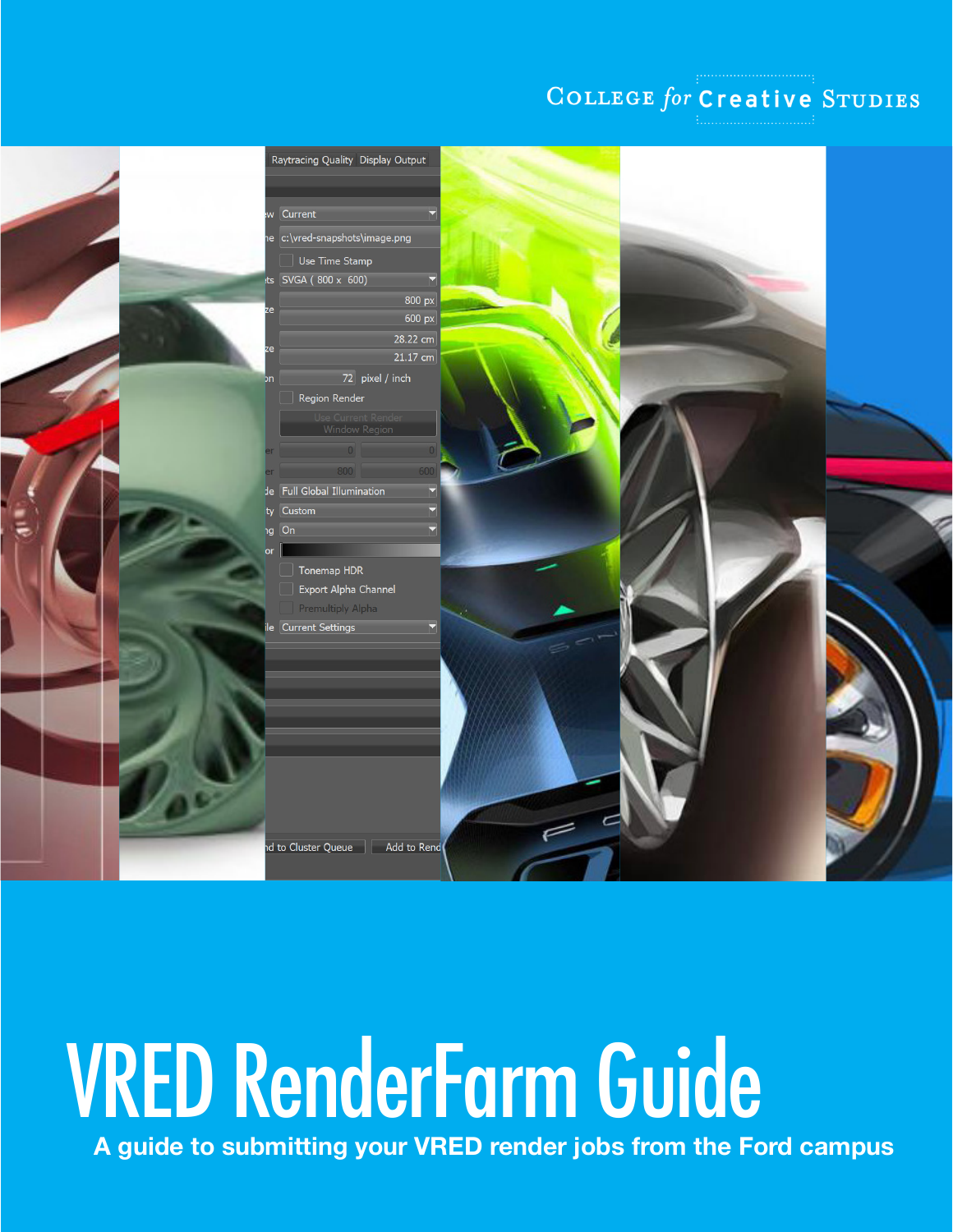College *for* Creative Studies

# VRED RenderFarm Guide

**A guide to submitting your VRED render jobs from the Ford campus**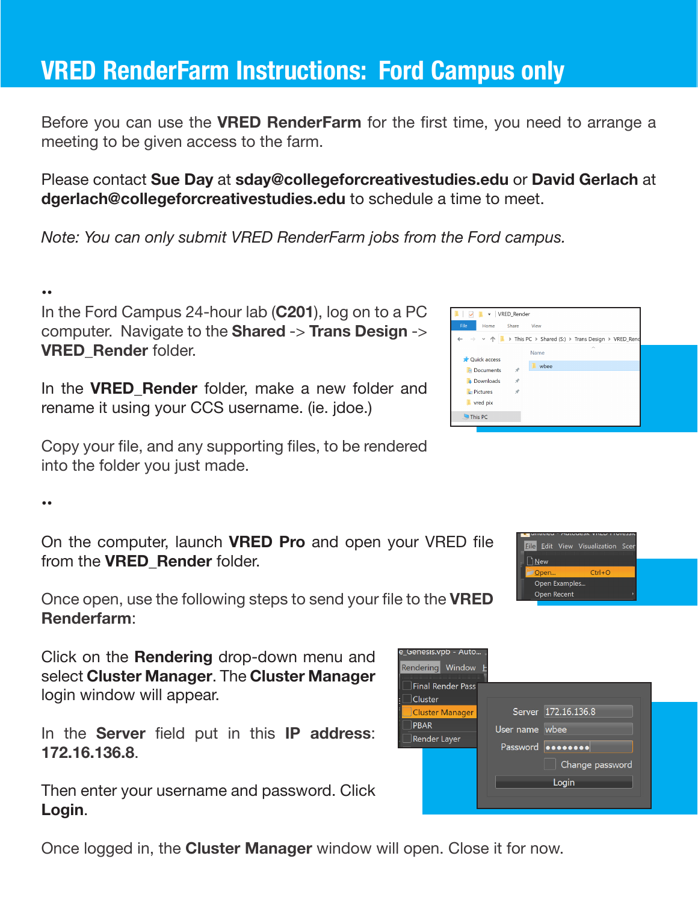# VRED RenderFarm Instructions: Ford Campus only

Before you can use the **VRED RenderFarm** for the first time, you need to arrange a meeting to be given access to the farm.

Please contact **Sue Day** at **sday@collegeforcreativestudies.edu** or **David Gerlach** at **dgerlach@collegeforcreativestudies.edu** to schedule a time to meet.

*Note: You can only submit VRED RenderFarm jobs from the Ford campus.*

••

In the Ford Campus 24-hour lab (**C201**), log on to a PC computer. Navigate to the **Shared** -> **Trans Design** -> **VRED_Render** folder.

In the **VRED_Render** folder, make a new folder and rename it using your CCS username. (ie. jdoe.)

Copy your file, and any supporting files, to be rendered into the folder you just made.

••

On the computer, launch **VRED Pro** and open your VRED file from the **VRED_Render** folder.

Once open, use the following steps to send your file to the **VRED Renderfarm**:

Click on the **Rendering** drop-down menu and select **Cluster Manager**. The **Cluster Manager** login window will appear.

In the **Server** field put in this **IP address**: **172.16.136.8**.

Then enter your username and password. Click **Login**.

Once logged in, the **Cluster Manager** window will open. Close it for now.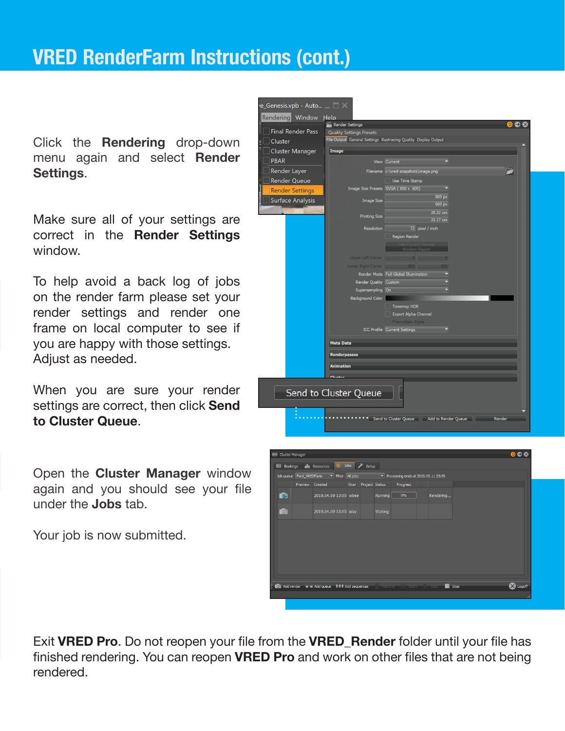# VRED RenderFarm Instructions (cont.)

Click the **Rendering** drop-down menu again and select **Render Settings**.

Make sure all of your settings are correct in the **Render Settings** window.

To help avoid a back log of jobs on the render farm please set your render settings and render one frame on local computer to see if you are happy with those settings. Adjust as needed.

When you are sure your render settings are correct, then click **Send to Cluster Queue**.

Open the **Cluster Manager** window again and you should see your file under the **Jobs** tab.

Your job is now submitted.

Exit **VRED Pro**. Do not reopen your file from the **VRED_Render** folder until your file has finished rendering. You can reopen **VRED Pro** and work on other files that are not being rendered.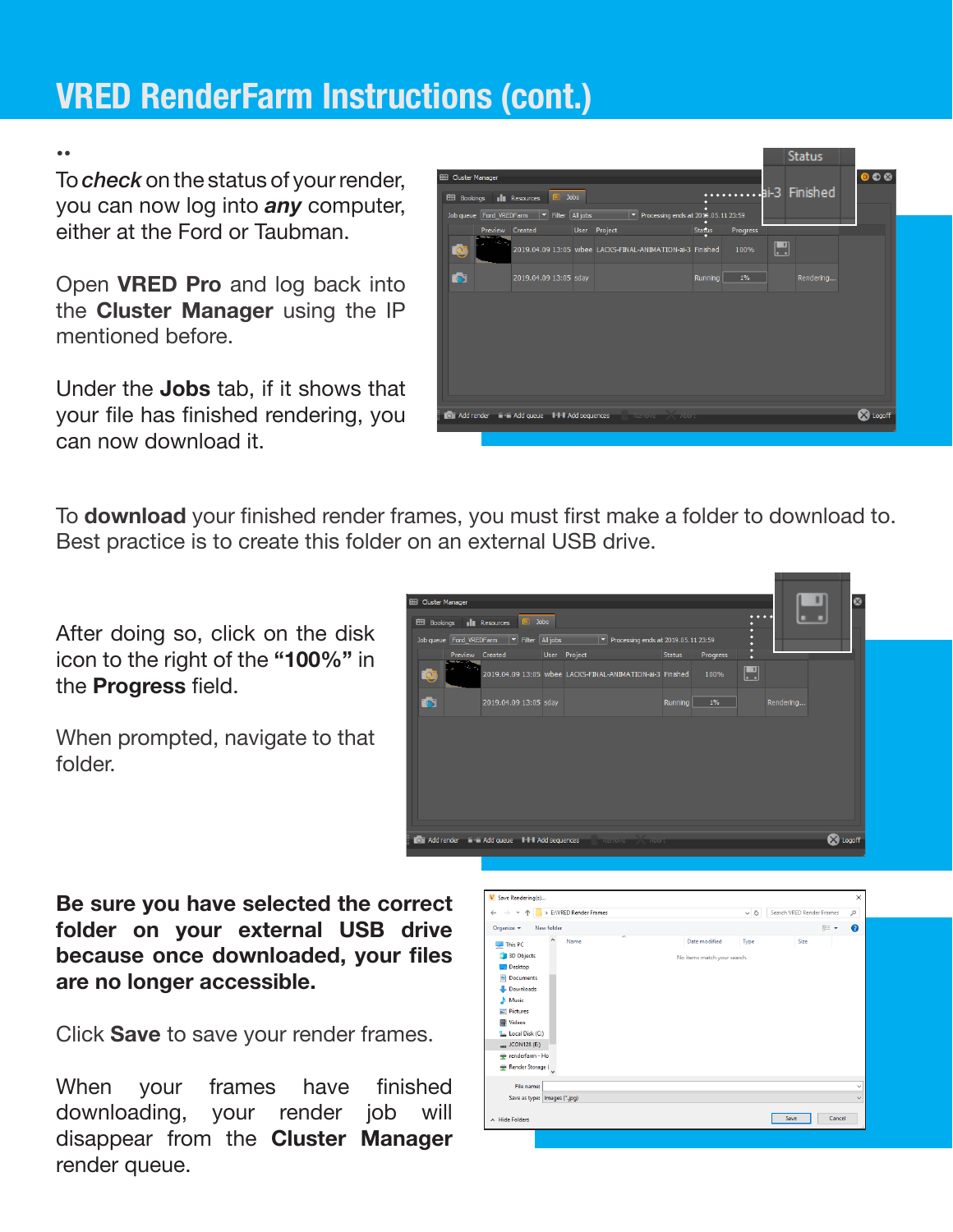# VRED RenderFarm Instructions (cont.)

To *check* on the status of your render, you can now log into ***any*** computer, either at the Ford or Taubman.

Open **VRED Pro** and log back into the **Cluster Manager** using the IP mentioned before.

Under the **Jobs** tab, if it shows that your file has finished rendering, you can now download it.

To **download** your finished render frames, you must first make a folder to download to. Best practice is to create this folder on an external USB drive.

After doing so, click on the disk icon to the right of the **"100%"** in the **Progress** field.

When prompted, navigate to that folder.

**Be sure you have selected the correct folder on your external USB drive because once downloaded, your files are no longer accessible.**

Click **Save** to save your render frames.

When your frames have finished downloading, your render job will disappear from the **Cluster Manager** render queue.